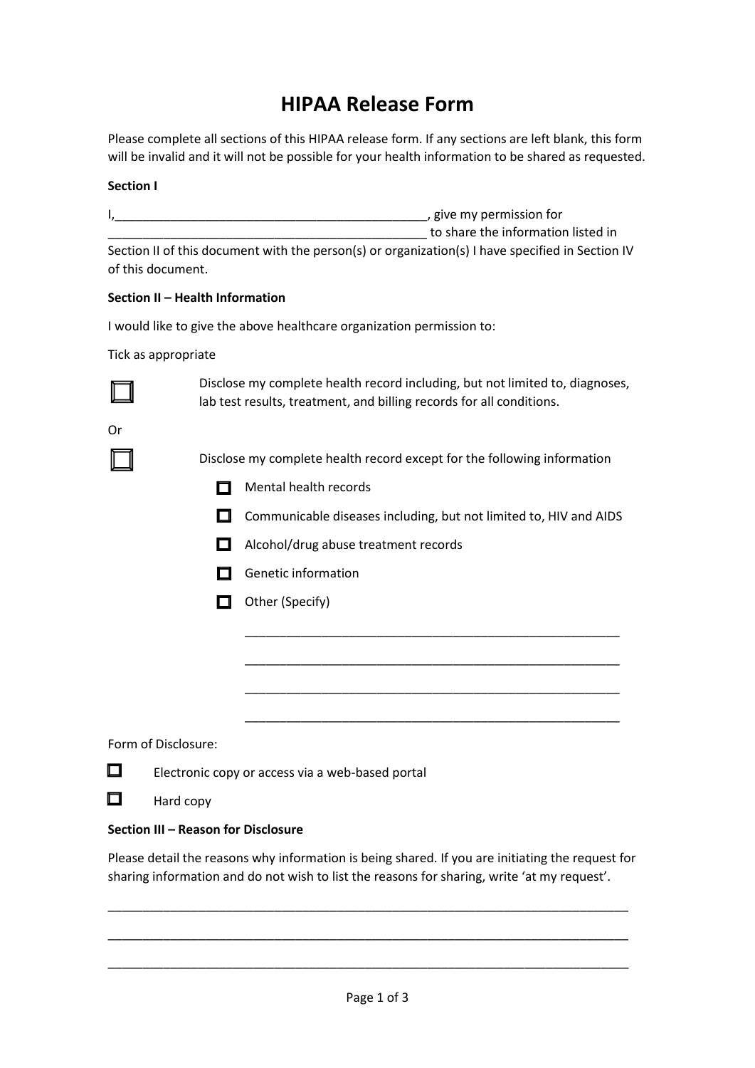# HIPAA Release Form

Please complete all sections of this HIPAA release form. If any sections are left blank, this form will be invalid and it will not be possible for your health information to be shared as requested.

**Section I**

I,_______________________________________________, give my permission for _______________________________________________ to share the information listed in Section II of this document with the person(s) or organization(s) I have specified in Section IV of this document.

**Section II – Health Information**

I would like to give the above healthcare organization permission to:

Tick as appropriate

- ☐ Disclose my complete health record including, but not limited to, diagnoses, lab test results, treatment, and billing records for all conditions.

Or

- ☐ Disclose my complete health record except for the following information
  - ☐ Mental health records
  - ☐ Communicable diseases including, but not limited to, HIV and AIDS
  - ☐ Alcohol/drug abuse treatment records
  - ☐ Genetic information
  - ☐ Other (Specify)

    _______________________________________________________

    _______________________________________________________

    _______________________________________________________

    _______________________________________________________

Form of Disclosure:

- ☐ Electronic copy or access via a web-based portal
- ☐ Hard copy

**Section III – Reason for Disclosure**

Please detail the reasons why information is being shared. If you are initiating the request for sharing information and do not wish to list the reasons for sharing, write 'at my request'.

_____________________________________________________________________________

_____________________________________________________________________________

_____________________________________________________________________________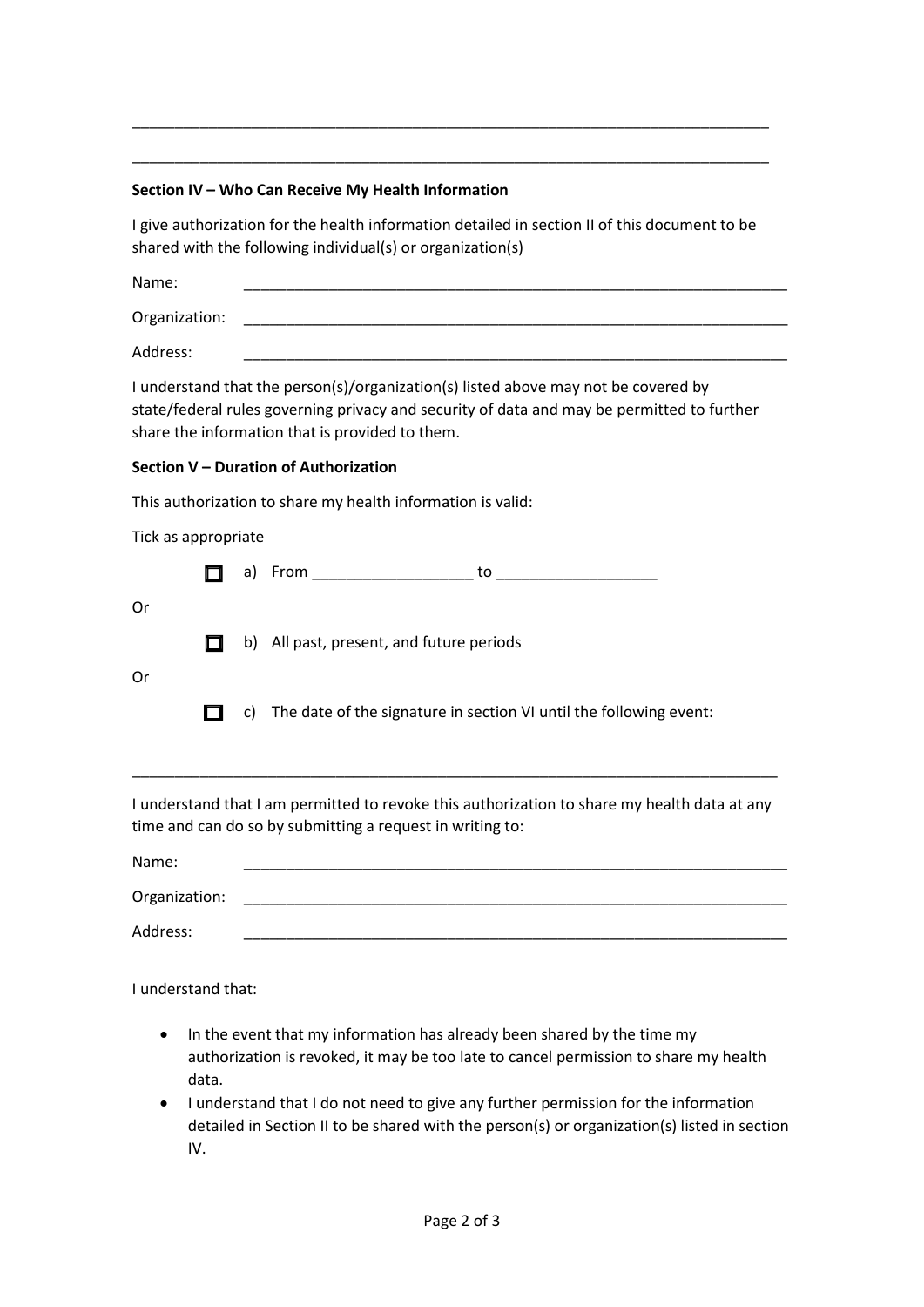\_\_\_\_\_\_\_\_\_\_\_\_\_\_\_\_\_\_\_\_\_\_\_\_\_\_\_\_\_\_\_\_\_\_\_\_\_\_\_\_\_\_\_\_\_\_\_\_\_\_\_\_\_\_\_\_\_\_\_\_\_\_\_\_\_\_\_\_\_\_\_\_\_\_\_\_

\_\_\_\_\_\_\_\_\_\_\_\_\_\_\_\_\_\_\_\_\_\_\_\_\_\_\_\_\_\_\_\_\_\_\_\_\_\_\_\_\_\_\_\_\_\_\_\_\_\_\_\_\_\_\_\_\_\_\_\_\_\_\_\_\_\_\_\_\_\_\_\_\_\_\_\_

**Section IV – Who Can Receive My Health Information**

I give authorization for the health information detailed in section II of this document to be shared with the following individual(s) or organization(s)

Name: \_\_\_\_\_\_\_\_\_\_\_\_\_\_\_\_\_\_\_\_\_\_\_\_\_\_\_\_\_\_\_\_\_\_\_\_\_\_\_\_\_\_\_\_\_\_\_\_\_\_\_\_\_\_\_\_\_\_\_\_\_\_\_\_

Organization: \_\_\_\_\_\_\_\_\_\_\_\_\_\_\_\_\_\_\_\_\_\_\_\_\_\_\_\_\_\_\_\_\_\_\_\_\_\_\_\_\_\_\_\_\_\_\_\_\_\_\_\_\_\_\_\_\_\_\_\_\_\_\_\_

Address: \_\_\_\_\_\_\_\_\_\_\_\_\_\_\_\_\_\_\_\_\_\_\_\_\_\_\_\_\_\_\_\_\_\_\_\_\_\_\_\_\_\_\_\_\_\_\_\_\_\_\_\_\_\_\_\_\_\_\_\_\_\_\_\_

I understand that the person(s)/organization(s) listed above may not be covered by state/federal rules governing privacy and security of data and may be permitted to further share the information that is provided to them.

**Section V – Duration of Authorization**

This authorization to share my health information is valid:

Tick as appropriate

☐ a) From \_\_\_\_\_\_\_\_\_\_\_\_\_\_\_\_\_\_\_ to \_\_\_\_\_\_\_\_\_\_\_\_\_\_\_\_\_\_\_

Or

☐ b) All past, present, and future periods

Or

☐ c) The date of the signature in section VI until the following event:

\_\_\_\_\_\_\_\_\_\_\_\_\_\_\_\_\_\_\_\_\_\_\_\_\_\_\_\_\_\_\_\_\_\_\_\_\_\_\_\_\_\_\_\_\_\_\_\_\_\_\_\_\_\_\_\_\_\_\_\_\_\_\_\_\_\_\_\_\_\_\_\_\_\_\_\_

I understand that I am permitted to revoke this authorization to share my health data at any time and can do so by submitting a request in writing to:

Name: \_\_\_\_\_\_\_\_\_\_\_\_\_\_\_\_\_\_\_\_\_\_\_\_\_\_\_\_\_\_\_\_\_\_\_\_\_\_\_\_\_\_\_\_\_\_\_\_\_\_\_\_\_\_\_\_\_\_\_\_\_\_\_\_

Organization: \_\_\_\_\_\_\_\_\_\_\_\_\_\_\_\_\_\_\_\_\_\_\_\_\_\_\_\_\_\_\_\_\_\_\_\_\_\_\_\_\_\_\_\_\_\_\_\_\_\_\_\_\_\_\_\_\_\_\_\_\_\_\_\_

Address: \_\_\_\_\_\_\_\_\_\_\_\_\_\_\_\_\_\_\_\_\_\_\_\_\_\_\_\_\_\_\_\_\_\_\_\_\_\_\_\_\_\_\_\_\_\_\_\_\_\_\_\_\_\_\_\_\_\_\_\_\_\_\_\_

I understand that:

- In the event that my information has already been shared by the time my authorization is revoked, it may be too late to cancel permission to share my health data.
- I understand that I do not need to give any further permission for the information detailed in Section II to be shared with the person(s) or organization(s) listed in section IV.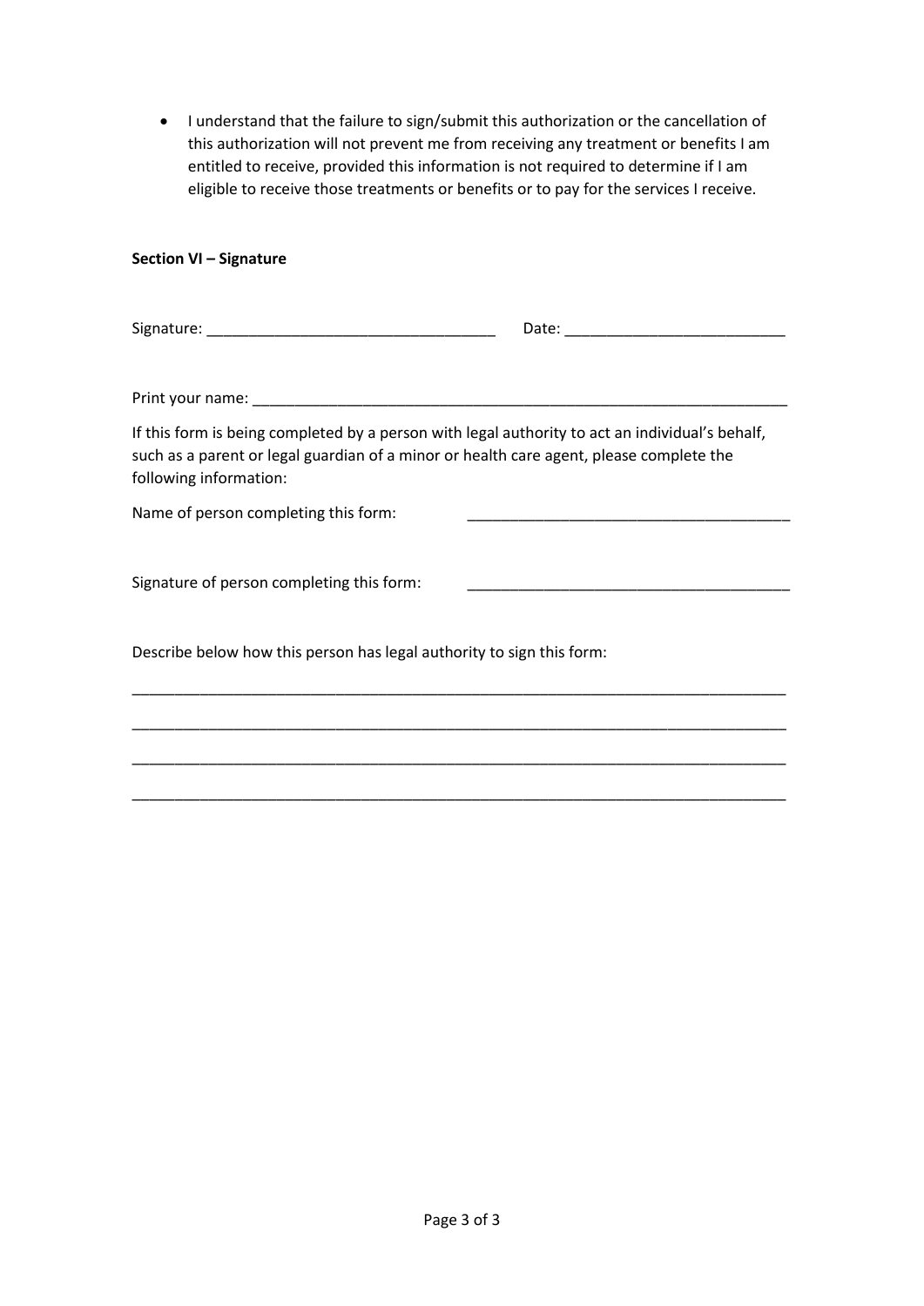- I understand that the failure to sign/submit this authorization or the cancellation of this authorization will not prevent me from receiving any treatment or benefits I am entitled to receive, provided this information is not required to determine if I am eligible to receive those treatments or benefits or to pay for the services I receive.

**Section VI – Signature**

Signature: ___________________________________ Date: ___________________________

Print your name: _________________________________________________________________

If this form is being completed by a person with legal authority to act an individual's behalf, such as a parent or legal guardian of a minor or health care agent, please complete the following information:

Name of person completing this form: ______________________________________

Signature of person completing this form: ______________________________________

Describe below how this person has legal authority to sign this form:

_________________________________________________________________________________

_________________________________________________________________________________

_________________________________________________________________________________

_________________________________________________________________________________